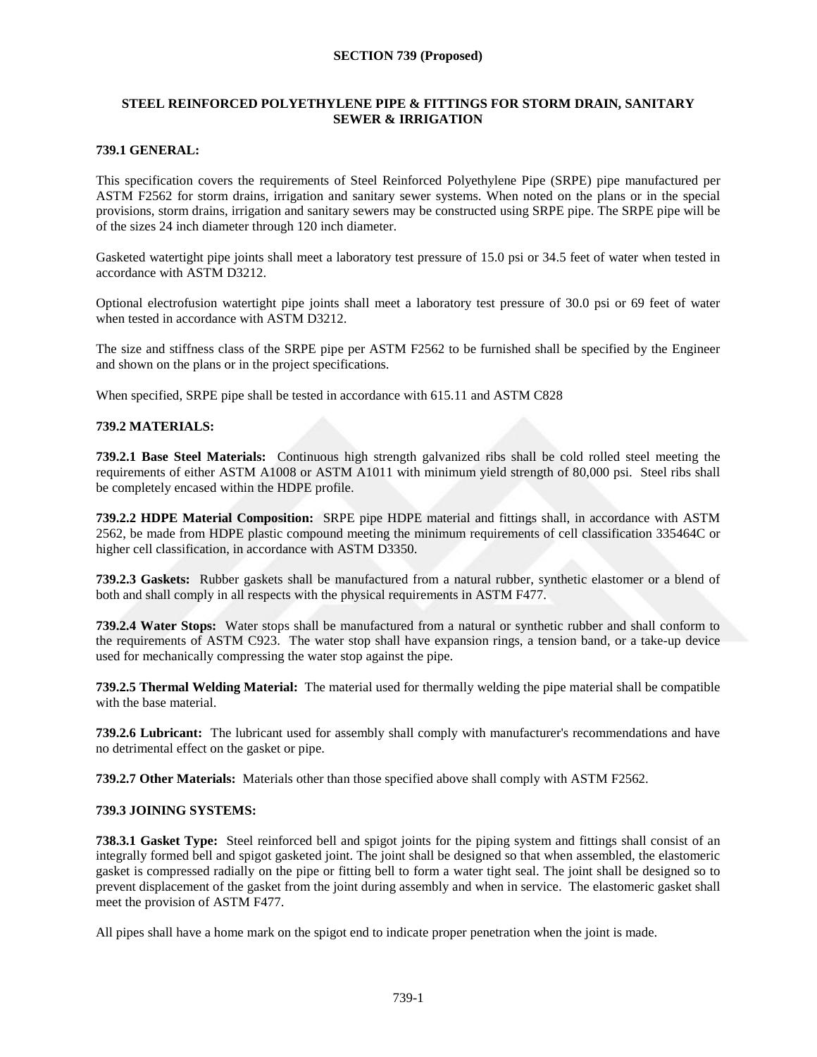## SECTION 739 (Proposed)

## STEEL REINFORCED POLYETHYLENE PIPE & FITTINGS FOR STORM DRAIN, SANITARY SEWER & IRRIGATION

### 739.1 GENERAL:

This specification covers the requirements of Steel Reinforced Polyethylene Pipe (SRPE) pipe manufactured per ASTM F2562 for storm drains, irrigation and sanitary sewer systems. When noted on the plans or in the special provisions, storm drains, irrigation and sanitary sewers may be constructed using SRPE pipe. The SRPE pipe will be of the sizes 24 inch diameter through 120 inch diameter.

Gasketed watertight pipe joints shall meet a laboratory test pressure of 15.0 psi or 34.5 feet of water when tested in accordance with ASTM D3212.

Optional electrofusion watertight pipe joints shall meet a laboratory test pressure of 30.0 psi or 69 feet of water when tested in accordance with ASTM D3212.

The size and stiffness class of the SRPE pipe per ASTM F2562 to be furnished shall be specified by the Engineer and shown on the plans or in the project specifications.

When specified, SRPE pipe shall be tested in accordance with 615.11 and ASTM C828

### 739.2 MATERIALS:

**739.2.1 Base Steel Materials:** Continuous high strength galvanized ribs shall be cold rolled steel meeting the requirements of either ASTM A1008 or ASTM A1011 with minimum yield strength of 80,000 psi. Steel ribs shall be completely encased within the HDPE profile.

**739.2.2 HDPE Material Composition:** SRPE pipe HDPE material and fittings shall, in accordance with ASTM 2562, be made from HDPE plastic compound meeting the minimum requirements of cell classification 335464C or higher cell classification, in accordance with ASTM D3350.

**739.2.3 Gaskets:** Rubber gaskets shall be manufactured from a natural rubber, synthetic elastomer or a blend of both and shall comply in all respects with the physical requirements in ASTM F477.

**739.2.4 Water Stops:** Water stops shall be manufactured from a natural or synthetic rubber and shall conform to the requirements of ASTM C923. The water stop shall have expansion rings, a tension band, or a take-up device used for mechanically compressing the water stop against the pipe.

**739.2.5 Thermal Welding Material:** The material used for thermally welding the pipe material shall be compatible with the base material.

**739.2.6 Lubricant:** The lubricant used for assembly shall comply with manufacturer's recommendations and have no detrimental effect on the gasket or pipe.

**739.2.7 Other Materials:** Materials other than those specified above shall comply with ASTM F2562.

### 739.3 JOINING SYSTEMS:

**738.3.1 Gasket Type:** Steel reinforced bell and spigot joints for the piping system and fittings shall consist of an integrally formed bell and spigot gasketed joint. The joint shall be designed so that when assembled, the elastomeric gasket is compressed radially on the pipe or fitting bell to form a water tight seal. The joint shall be designed so to prevent displacement of the gasket from the joint during assembly and when in service. The elastomeric gasket shall meet the provision of ASTM F477.

All pipes shall have a home mark on the spigot end to indicate proper penetration when the joint is made.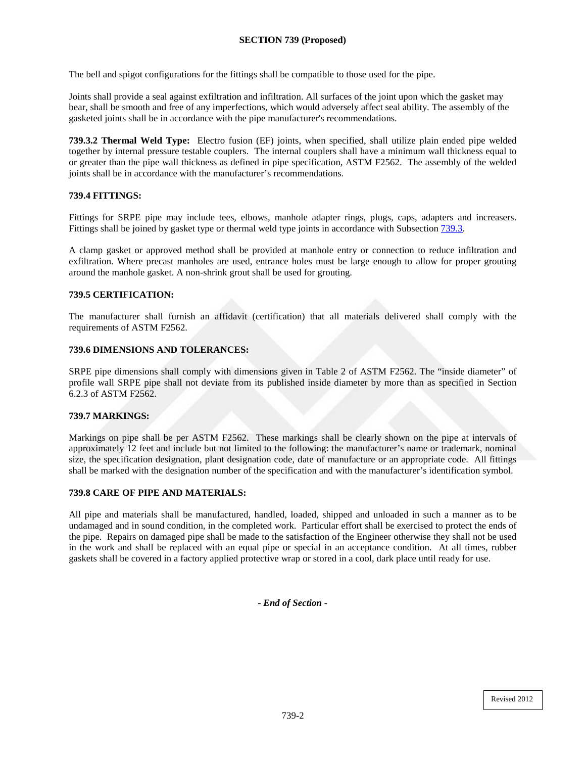The bell and spigot configurations for the fittings shall be compatible to those used for the pipe.

Joints shall provide a seal against exfiltration and infiltration. All surfaces of the joint upon which the gasket may bear, shall be smooth and free of any imperfections, which would adversely affect seal ability. The assembly of the gasketed joints shall be in accordance with the pipe manufacturer's recommendations.

**739.3.2 Thermal Weld Type:** Electro fusion (EF) joints, when specified, shall utilize plain ended pipe welded together by internal pressure testable couplers. The internal couplers shall have a minimum wall thickness equal to or greater than the pipe wall thickness as defined in pipe specification, ASTM F2562. The assembly of the welded joints shall be in accordance with the manufacturer's recommendations.

**739.4 FITTINGS:**

Fittings for SRPE pipe may include tees, elbows, manhole adapter rings, plugs, caps, adapters and increasers. Fittings shall be joined by gasket type or thermal weld type joints in accordance with Subsection 739.3.

A clamp gasket or approved method shall be provided at manhole entry or connection to reduce infiltration and exfiltration. Where precast manholes are used, entrance holes must be large enough to allow for proper grouting around the manhole gasket. A non-shrink grout shall be used for grouting.

**739.5 CERTIFICATION:**

The manufacturer shall furnish an affidavit (certification) that all materials delivered shall comply with the requirements of ASTM F2562.

**739.6 DIMENSIONS AND TOLERANCES:**

SRPE pipe dimensions shall comply with dimensions given in Table 2 of ASTM F2562. The "inside diameter" of profile wall SRPE pipe shall not deviate from its published inside diameter by more than as specified in Section 6.2.3 of ASTM F2562.

**739.7 MARKINGS:**

Markings on pipe shall be per ASTM F2562. These markings shall be clearly shown on the pipe at intervals of approximately 12 feet and include but not limited to the following: the manufacturer's name or trademark, nominal size, the specification designation, plant designation code, date of manufacture or an appropriate code. All fittings shall be marked with the designation number of the specification and with the manufacturer's identification symbol.

**739.8 CARE OF PIPE AND MATERIALS:**

All pipe and materials shall be manufactured, handled, loaded, shipped and unloaded in such a manner as to be undamaged and in sound condition, in the completed work. Particular effort shall be exercised to protect the ends of the pipe. Repairs on damaged pipe shall be made to the satisfaction of the Engineer otherwise they shall not be used in the work and shall be replaced with an equal pipe or special in an acceptance condition. At all times, rubber gaskets shall be covered in a factory applied protective wrap or stored in a cool, dark place until ready for use.

- ***End of Section*** -

Revised 2012